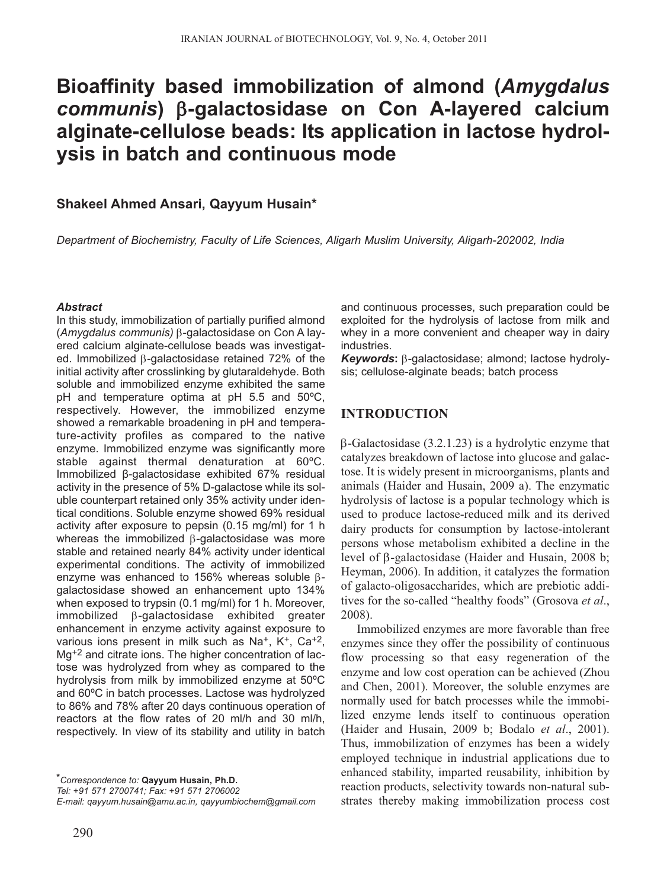# Bioaffinity based immobilization of almond (*Amygdalus communis*) β-galactosidase on Con A-layered calcium alginate-cellulose beads: Its application in lactose hydrolysis in batch and continuous mode

**Shakeel Ahmed Ansari, Qayyum Husain***

*Department of Biochemistry, Faculty of Life Sciences, Aligarh Muslim University, Aligarh-202002, India*

### *Abstract*

In this study, immobilization of partially purified almond (*Amygdalus communis)* β-galactosidase on Con A layered calcium alginate-cellulose beads was investigated. Immobilized β-galactosidase retained 72% of the initial activity after crosslinking by glutaraldehyde. Both soluble and immobilized enzyme exhibited the same pH and temperature optima at pH 5.5 and 50ºC, respectively. However, the immobilized enzyme showed a remarkable broadening in pH and temperature-activity profiles as compared to the native enzyme. Immobilized enzyme was significantly more stable against thermal denaturation at 60ºC. Immobilized β-galactosidase exhibited 67% residual activity in the presence of 5% D-galactose while its soluble counterpart retained only 35% activity under identical conditions. Soluble enzyme showed 69% residual activity after exposure to pepsin (0.15 mg/ml) for 1 h whereas the immobilized β-galactosidase was more stable and retained nearly 84% activity under identical experimental conditions. The activity of immobilized enzyme was enhanced to 156% whereas soluble β-galactosidase showed an enhancement upto 134% when exposed to trypsin (0.1 mg/ml) for 1 h. Moreover, immobilized β-galactosidase exhibited greater enhancement in enzyme activity against exposure to various ions present in milk such as $Na^+$, $K^+$, $Ca^{+2}$, $Mg^{+2}$ and citrate ions. The higher concentration of lactose was hydrolyzed from whey as compared to the hydrolysis from milk by immobilized enzyme at 50ºC and 60ºC in batch processes. Lactose was hydrolyzed to 86% and 78% after 20 days continuous operation of reactors at the flow rates of 20 ml/h and 30 ml/h, respectively. In view of its stability and utility in batch and continuous processes, such preparation could be exploited for the hydrolysis of lactose from milk and whey in a more convenient and cheaper way in dairy industries.

***Keywords*:** β-galactosidase; almond; lactose hydrolysis; cellulose-alginate beads; batch process

## INTRODUCTION

β-Galactosidase (3.2.1.23) is a hydrolytic enzyme that catalyzes breakdown of lactose into glucose and galactose. It is widely present in microorganisms, plants and animals (Haider and Husain, 2009 a). The enzymatic hydrolysis of lactose is a popular technology which is used to produce lactose-reduced milk and its derived dairy products for consumption by lactose-intolerant persons whose metabolism exhibited a decline in the level of β-galactosidase (Haider and Husain, 2008 b; Heyman, 2006). In addition, it catalyzes the formation of galacto-oligosaccharides, which are prebiotic additives for the so-called "healthy foods" (Grosova *et al*., 2008).

Immobilized enzymes are more favorable than free enzymes since they offer the possibility of continuous flow processing so that easy regeneration of the enzyme and low cost operation can be achieved (Zhou and Chen, 2001). Moreover, the soluble enzymes are normally used for batch processes while the immobilized enzyme lends itself to continuous operation (Haider and Husain, 2009 b; Bodalo *et al*., 2001). Thus, immobilization of enzymes has been a widely employed technique in industrial applications due to enhanced stability, imparted reusability, inhibition by reaction products, selectivity towards non-natural substrates thereby making immobilization process cost

*Correspondence to: **Qayyum Husain, Ph.D.**
*Tel: +91 571 2700741; Fax: +91 571 2706002*
*E-mail: qayyum.husain@amu.ac.in, qayyumbiochem@gmail.com*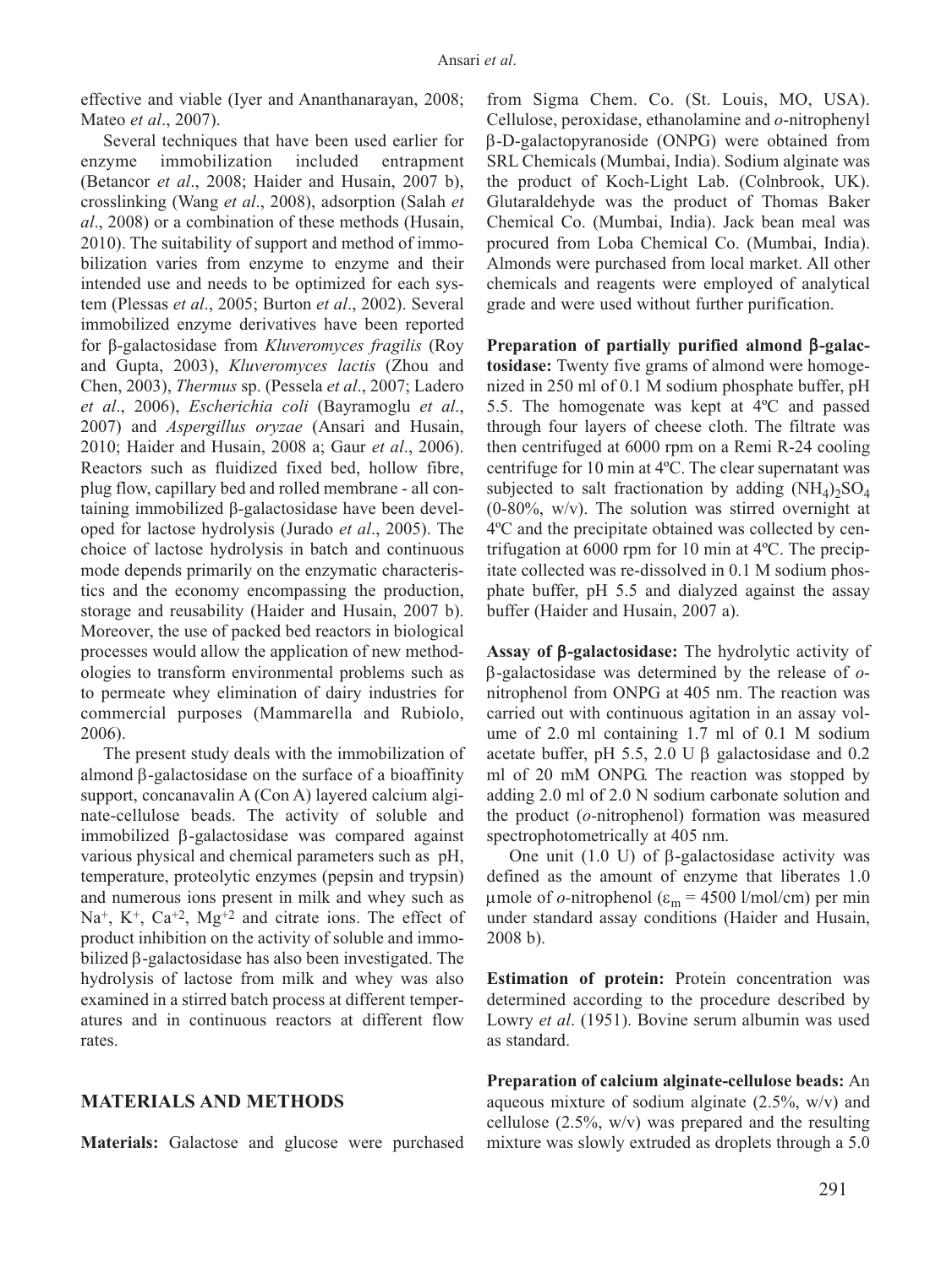effective and viable (Iyer and Ananthanarayan, 2008; Mateo *et al*., 2007).

Several techniques that have been used earlier for enzyme immobilization included entrapment (Betancor *et al*., 2008; Haider and Husain, 2007 b), crosslinking (Wang *et al*., 2008), adsorption (Salah *et al*., 2008) or a combination of these methods (Husain, 2010). The suitability of support and method of immobilization varies from enzyme to enzyme and their intended use and needs to be optimized for each system (Plessas *et al*., 2005; Burton *et al*., 2002). Several immobilized enzyme derivatives have been reported for β-galactosidase from *Kluveromyces fragilis* (Roy and Gupta, 2003), *Kluveromyces lactis* (Zhou and Chen, 2003), *Thermus* sp. (Pessela *et al*., 2007; Ladero *et al*., 2006), *Escherichia coli* (Bayramoglu *et al*., 2007) and *Aspergillus oryzae* (Ansari and Husain, 2010; Haider and Husain, 2008 a; Gaur *et al*., 2006). Reactors such as fluidized fixed bed, hollow fibre, plug flow, capillary bed and rolled membrane - all containing immobilized β-galactosidase have been developed for lactose hydrolysis (Jurado *et al*., 2005). The choice of lactose hydrolysis in batch and continuous mode depends primarily on the enzymatic characteristics and the economy encompassing the production, storage and reusability (Haider and Husain, 2007 b). Moreover, the use of packed bed reactors in biological processes would allow the application of new methodologies to transform environmental problems such as to permeate whey elimination of dairy industries for commercial purposes (Mammarella and Rubiolo, 2006).

The present study deals with the immobilization of almond β-galactosidase on the surface of a bioaffinity support, concanavalin A (Con A) layered calcium alginate-cellulose beads. The activity of soluble and immobilized β-galactosidase was compared against various physical and chemical parameters such as pH, temperature, proteolytic enzymes (pepsin and trypsin) and numerous ions present in milk and whey such as $Na^+$, $K^+$, $Ca^{+2}$, $Mg^{+2}$ and citrate ions. The effect of product inhibition on the activity of soluble and immobilized β-galactosidase has also been investigated. The hydrolysis of lactose from milk and whey was also examined in a stirred batch process at different temperatures and in continuous reactors at different flow rates.

## MATERIALS AND METHODS

**Materials:** Galactose and glucose were purchased from Sigma Chem. Co. (St. Louis, MO, USA). Cellulose, peroxidase, ethanolamine and *o*-nitrophenyl β-D-galactopyranoside (ONPG) were obtained from SRL Chemicals (Mumbai, India). Sodium alginate was the product of Koch-Light Lab. (Colnbrook, UK). Glutaraldehyde was the product of Thomas Baker Chemical Co. (Mumbai, India). Jack bean meal was procured from Loba Chemical Co. (Mumbai, India). Almonds were purchased from local market. All other chemicals and reagents were employed of analytical grade and were used without further purification.

**Preparation of partially purified almond β-galactosidase:** Twenty five grams of almond were homogenized in 250 ml of 0.1 M sodium phosphate buffer, pH 5.5. The homogenate was kept at 4ºC and passed through four layers of cheese cloth. The filtrate was then centrifuged at 6000 rpm on a Remi R-24 cooling centrifuge for 10 min at 4ºC. The clear supernatant was subjected to salt fractionation by adding $(NH_4)_2SO_4$ (0-80%, w/v). The solution was stirred overnight at 4ºC and the precipitate obtained was collected by centrifugation at 6000 rpm for 10 min at 4ºC. The precipitate collected was re-dissolved in 0.1 M sodium phosphate buffer, pH 5.5 and dialyzed against the assay buffer (Haider and Husain, 2007 a).

**Assay of β-galactosidase:** The hydrolytic activity of β-galactosidase was determined by the release of *o*-nitrophenol from ONPG at 405 nm. The reaction was carried out with continuous agitation in an assay volume of 2.0 ml containing 1.7 ml of 0.1 M sodium acetate buffer, pH 5.5, 2.0 U β galactosidase and 0.2 ml of 20 mM ONPG. The reaction was stopped by adding 2.0 ml of 2.0 N sodium carbonate solution and the product (*o*-nitrophenol) formation was measured spectrophotometrically at 405 nm.

One unit (1.0 U) of β-galactosidase activity was defined as the amount of enzyme that liberates 1.0 μmole of *o*-nitrophenol ($\varepsilon_m$ = 4500 l/mol/cm) per min under standard assay conditions (Haider and Husain, 2008 b).

**Estimation of protein:** Protein concentration was determined according to the procedure described by Lowry *et al*. (1951). Bovine serum albumin was used as standard.

**Preparation of calcium alginate-cellulose beads:** An aqueous mixture of sodium alginate (2.5%, w/v) and cellulose (2.5%, w/v) was prepared and the resulting mixture was slowly extruded as droplets through a 5.0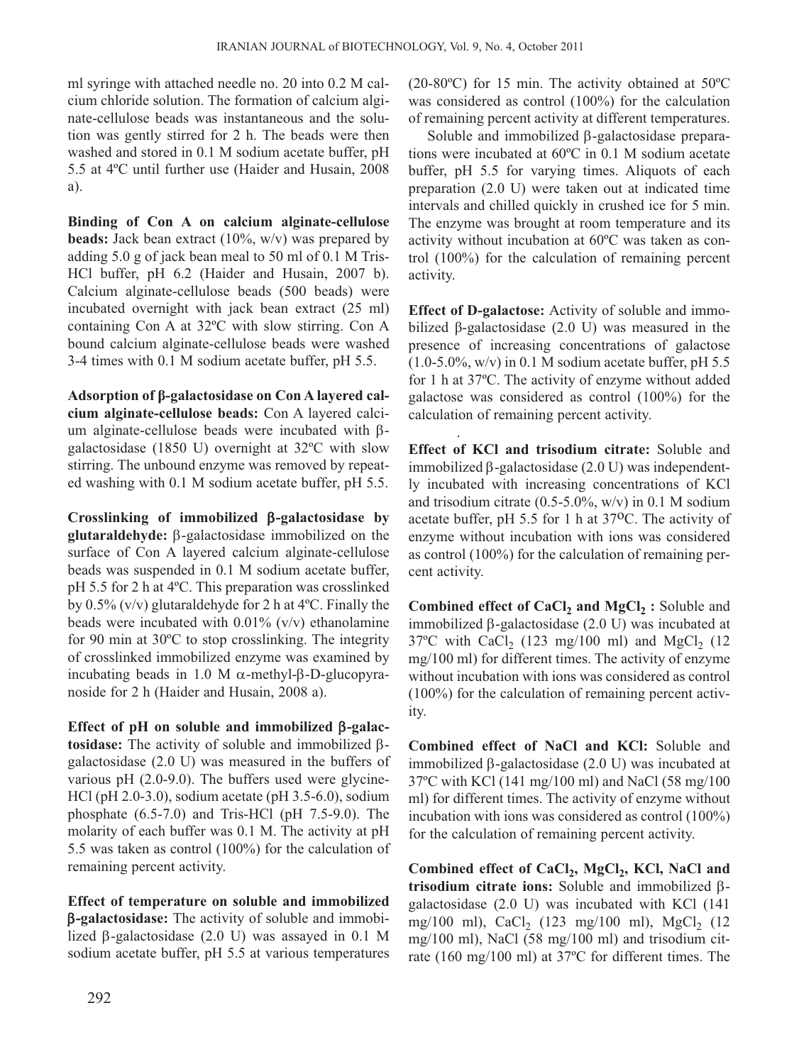ml syringe with attached needle no. 20 into 0.2 M calcium chloride solution. The formation of calcium alginate-cellulose beads was instantaneous and the solution was gently stirred for 2 h. The beads were then washed and stored in 0.1 M sodium acetate buffer, pH 5.5 at 4ºC until further use (Haider and Husain, 2008 a).

**Binding of Con A on calcium alginate-cellulose beads:** Jack bean extract (10%, w/v) was prepared by adding 5.0 g of jack bean meal to 50 ml of 0.1 M Tris-HCl buffer, pH 6.2 (Haider and Husain, 2007 b). Calcium alginate-cellulose beads (500 beads) were incubated overnight with jack bean extract (25 ml) containing Con A at 32ºC with slow stirring. Con A bound calcium alginate-cellulose beads were washed 3-4 times with 0.1 M sodium acetate buffer, pH 5.5.

**Adsorption of β-galactosidase on Con A layered calcium alginate-cellulose beads:** Con A layered calcium alginate-cellulose beads were incubated with β-galactosidase (1850 U) overnight at 32ºC with slow stirring. The unbound enzyme was removed by repeated washing with 0.1 M sodium acetate buffer, pH 5.5.

**Crosslinking of immobilized β-galactosidase by glutaraldehyde:** β-galactosidase immobilized on the surface of Con A layered calcium alginate-cellulose beads was suspended in 0.1 M sodium acetate buffer, pH 5.5 for 2 h at 4ºC. This preparation was crosslinked by 0.5% (v/v) glutaraldehyde for 2 h at 4ºC. Finally the beads were incubated with 0.01% (v/v) ethanolamine for 90 min at 30ºC to stop crosslinking. The integrity of crosslinked immobilized enzyme was examined by incubating beads in 1.0 M α-methyl-β-D-glucopyranoside for 2 h (Haider and Husain, 2008 a).

**Effect of pH on soluble and immobilized β-galactosidase:** The activity of soluble and immobilized β-galactosidase (2.0 U) was measured in the buffers of various pH (2.0-9.0). The buffers used were glycine-HCl (pH 2.0-3.0), sodium acetate (pH 3.5-6.0), sodium phosphate (6.5-7.0) and Tris-HCl (pH 7.5-9.0). The molarity of each buffer was 0.1 M. The activity at pH 5.5 was taken as control (100%) for the calculation of remaining percent activity.

**Effect of temperature on soluble and immobilized β-galactosidase:** The activity of soluble and immobilized β-galactosidase (2.0 U) was assayed in 0.1 M sodium acetate buffer, pH 5.5 at various temperatures (20-80ºC) for 15 min. The activity obtained at 50ºC was considered as control (100%) for the calculation of remaining percent activity at different temperatures.

Soluble and immobilized β-galactosidase preparations were incubated at 60ºC in 0.1 M sodium acetate buffer, pH 5.5 for varying times. Aliquots of each preparation (2.0 U) were taken out at indicated time intervals and chilled quickly in crushed ice for 5 min. The enzyme was brought at room temperature and its activity without incubation at 60ºC was taken as control (100%) for the calculation of remaining percent activity.

**Effect of D-galactose:** Activity of soluble and immobilized β-galactosidase (2.0 U) was measured in the presence of increasing concentrations of galactose (1.0-5.0%, w/v) in 0.1 M sodium acetate buffer, pH 5.5 for 1 h at 37ºC. The activity of enzyme without added galactose was considered as control (100%) for the calculation of remaining percent activity.

**Effect of KCl and trisodium citrate:** Soluble and immobilized β-galactosidase (2.0 U) was independently incubated with increasing concentrations of KCl and trisodium citrate (0.5-5.0%, w/v) in 0.1 M sodium acetate buffer, pH 5.5 for 1 h at 37ºC. The activity of enzyme without incubation with ions was considered as control (100%) for the calculation of remaining percent activity.

**Combined effect of $CaCl_2$ and $MgCl_2$ :** Soluble and immobilized β-galactosidase (2.0 U) was incubated at 37ºC with $CaCl_2$ (123 mg/100 ml) and $MgCl_2$ (12 mg/100 ml) for different times. The activity of enzyme without incubation with ions was considered as control (100%) for the calculation of remaining percent activity.

**Combined effect of NaCl and KCl:** Soluble and immobilized β-galactosidase (2.0 U) was incubated at 37ºC with KCl (141 mg/100 ml) and NaCl (58 mg/100 ml) for different times. The activity of enzyme without incubation with ions was considered as control (100%) for the calculation of remaining percent activity.

**Combined effect of $CaCl_2$, $MgCl_2$, KCl, NaCl and trisodium citrate ions:** Soluble and immobilized β-galactosidase (2.0 U) was incubated with KCl (141 mg/100 ml), $CaCl_2$ (123 mg/100 ml), $MgCl_2$ (12 mg/100 ml), NaCl (58 mg/100 ml) and trisodium citrate (160 mg/100 ml) at 37ºC for different times. The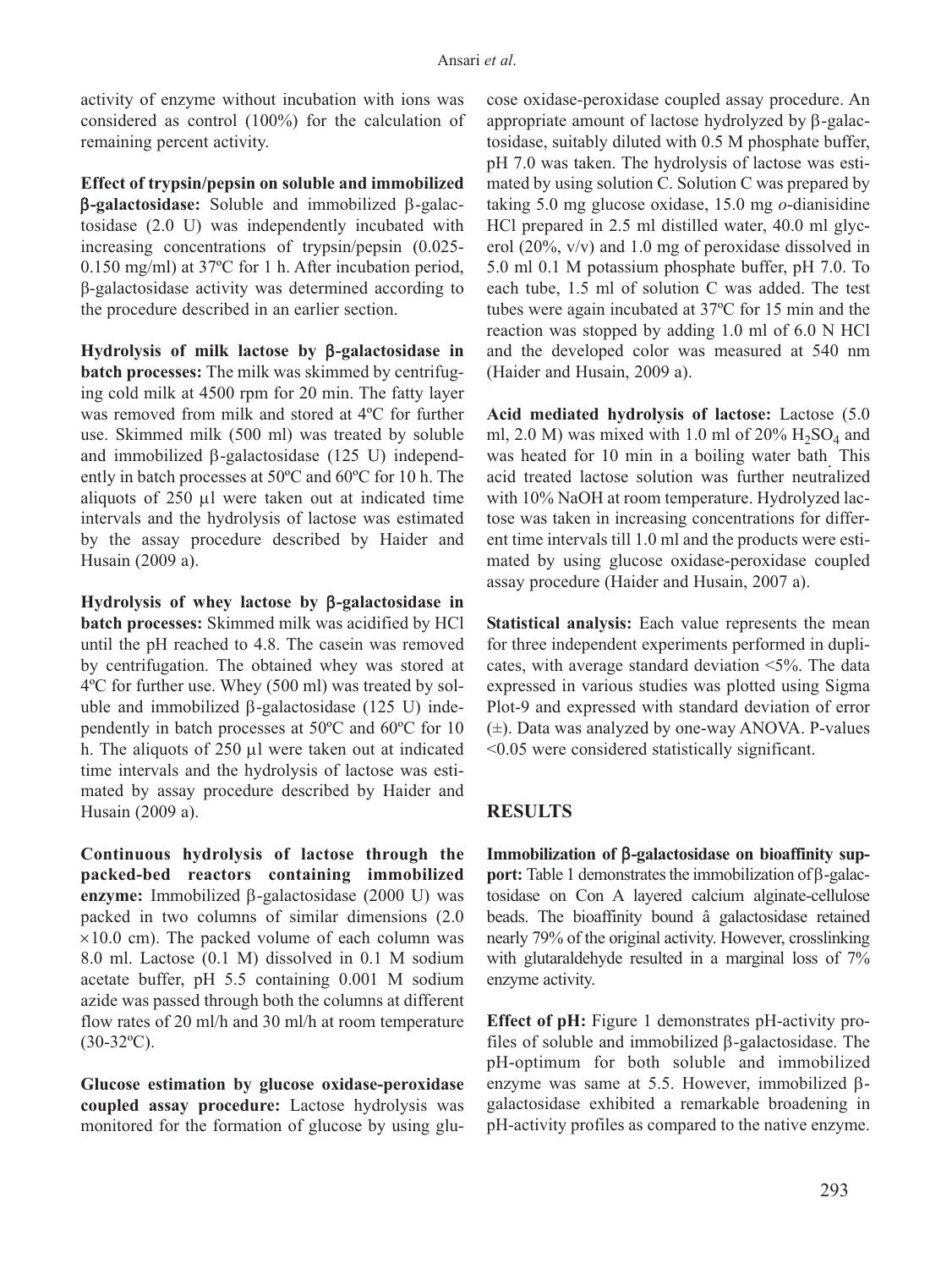activity of enzyme without incubation with ions was considered as control (100%) for the calculation of remaining percent activity.

**Effect of trypsin/pepsin on soluble and immobilized β-galactosidase:** Soluble and immobilized β-galactosidase (2.0 U) was independently incubated with increasing concentrations of trypsin/pepsin (0.025-0.150 mg/ml) at 37ºC for 1 h. After incubation period, β-galactosidase activity was determined according to the procedure described in an earlier section.

**Hydrolysis of milk lactose by β-galactosidase in batch processes:** The milk was skimmed by centrifuging cold milk at 4500 rpm for 20 min. The fatty layer was removed from milk and stored at 4ºC for further use. Skimmed milk (500 ml) was treated by soluble and immobilized β-galactosidase (125 U) independently in batch processes at 50ºC and 60ºC for 10 h. The aliquots of 250 µl were taken out at indicated time intervals and the hydrolysis of lactose was estimated by the assay procedure described by Haider and Husain (2009 a).

**Hydrolysis of whey lactose by β-galactosidase in batch processes:** Skimmed milk was acidified by HCl until the pH reached to 4.8. The casein was removed by centrifugation. The obtained whey was stored at 4ºC for further use. Whey (500 ml) was treated by soluble and immobilized β-galactosidase (125 U) independently in batch processes at 50ºC and 60ºC for 10 h. The aliquots of 250 µl were taken out at indicated time intervals and the hydrolysis of lactose was estimated by assay procedure described by Haider and Husain (2009 a).

**Continuous hydrolysis of lactose through the packed-bed reactors containing immobilized enzyme:** Immobilized β-galactosidase (2000 U) was packed in two columns of similar dimensions (2.0 ×10.0 cm). The packed volume of each column was 8.0 ml. Lactose (0.1 M) dissolved in 0.1 M sodium acetate buffer, pH 5.5 containing 0.001 M sodium azide was passed through both the columns at different flow rates of 20 ml/h and 30 ml/h at room temperature (30-32ºC).

**Glucose estimation by glucose oxidase-peroxidase coupled assay procedure:** Lactose hydrolysis was monitored for the formation of glucose by using glucose oxidase-peroxidase coupled assay procedure. An appropriate amount of lactose hydrolyzed by β-galactosidase, suitably diluted with 0.5 M phosphate buffer, pH 7.0 was taken. The hydrolysis of lactose was estimated by using solution C. Solution C was prepared by taking 5.0 mg glucose oxidase, 15.0 mg *o*-dianisidine HCl prepared in 2.5 ml distilled water, 40.0 ml glycerol (20%, v/v) and 1.0 mg of peroxidase dissolved in 5.0 ml 0.1 M potassium phosphate buffer, pH 7.0. To each tube, 1.5 ml of solution C was added. The test tubes were again incubated at 37ºC for 15 min and the reaction was stopped by adding 1.0 ml of 6.0 N HCl and the developed color was measured at 540 nm (Haider and Husain, 2009 a).

**Acid mediated hydrolysis of lactose:** Lactose (5.0 ml, 2.0 M) was mixed with 1.0 ml of 20% $H_2SO_4$ and was heated for 10 min in a boiling water bath. This acid treated lactose solution was further neutralized with 10% NaOH at room temperature. Hydrolyzed lactose was taken in increasing concentrations for different time intervals till 1.0 ml and the products were estimated by using glucose oxidase-peroxidase coupled assay procedure (Haider and Husain, 2007 a).

**Statistical analysis:** Each value represents the mean for three independent experiments performed in duplicates, with average standard deviation <5%. The data expressed in various studies was plotted using Sigma Plot-9 and expressed with standard deviation of error (±). Data was analyzed by one-way ANOVA. P-values <0.05 were considered statistically significant.

## RESULTS

**Immobilization of β-galactosidase on bioaffinity support:** Table 1 demonstrates the immobilization of β-galactosidase on Con A layered calcium alginate-cellulose beads. The bioaffinity bound â galactosidase retained nearly 79% of the original activity. However, crosslinking with glutaraldehyde resulted in a marginal loss of 7% enzyme activity.

**Effect of pH:** Figure 1 demonstrates pH-activity profiles of soluble and immobilized β-galactosidase. The pH-optimum for both soluble and immobilized enzyme was same at 5.5. However, immobilized β-galactosidase exhibited a remarkable broadening in pH-activity profiles as compared to the native enzyme.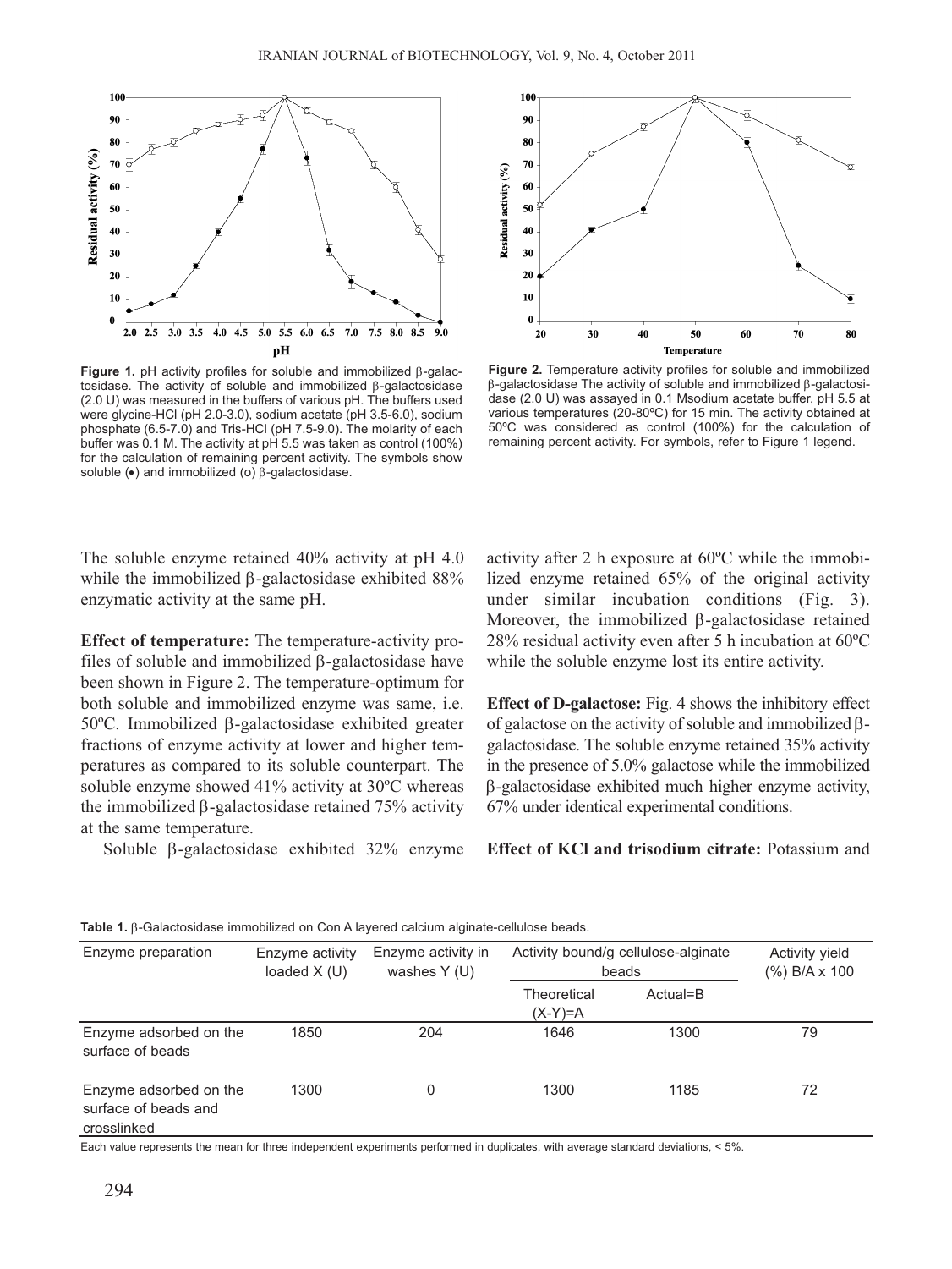**Figure 1.** pH activity profiles for soluble and immobilized β-galactosidase. The activity of soluble and immobilized β-galactosidase (2.0 U) was measured in the buffers of various pH. The buffers used were glycine-HCl (pH 2.0-3.0), sodium acetate (pH 3.5-6.0), sodium phosphate (6.5-7.0) and Tris-HCl (pH 7.5-9.0). The molarity of each buffer was 0.1 M. The activity at pH 5.5 was taken as control (100%) for the calculation of remaining percent activity. The symbols show soluble (•) and immobilized (o) β-galactosidase.

**Figure 2.** Temperature activity profiles for soluble and immobilized β-galactosidase The activity of soluble and immobilized β-galactosidase (2.0 U) was assayed in 0.1 Msodium acetate buffer, pH 5.5 at various temperatures (20-80ºC) for 15 min. The activity obtained at 50ºC was considered as control (100%) for the calculation of remaining percent activity. For symbols, refer to Figure 1 legend.

The soluble enzyme retained 40% activity at pH 4.0 while the immobilized β-galactosidase exhibited 88% enzymatic activity at the same pH.

**Effect of temperature:** The temperature-activity profiles of soluble and immobilized β-galactosidase have been shown in Figure 2. The temperature-optimum for both soluble and immobilized enzyme was same, i.e. 50ºC. Immobilized β-galactosidase exhibited greater fractions of enzyme activity at lower and higher temperatures as compared to its soluble counterpart. The soluble enzyme showed 41% activity at 30ºC whereas the immobilized β-galactosidase retained 75% activity at the same temperature.

Soluble β-galactosidase exhibited 32% enzyme activity after 2 h exposure at 60ºC while the immobilized enzyme retained 65% of the original activity under similar incubation conditions (Fig. 3). Moreover, the immobilized β-galactosidase retained 28% residual activity even after 5 h incubation at 60ºC while the soluble enzyme lost its entire activity.

**Effect of D-galactose:** Fig. 4 shows the inhibitory effect of galactose on the activity of soluble and immobilized β-galactosidase. The soluble enzyme retained 35% activity in the presence of 5.0% galactose while the immobilized β-galactosidase exhibited much higher enzyme activity, 67% under identical experimental conditions.

**Effect of KCl and trisodium citrate:** Potassium and

**Table 1.** β-Galactosidase immobilized on Con A layered calcium alginate-cellulose beads.

| Enzyme preparation | Enzyme activity loaded X (U) | Enzyme activity in washes Y (U) | Activity bound/g cellulose-alginate beads | | Activity yield (%) B/A x 100 |
|---|---|---|---|---|---|
| | | | Theoretical (X-Y)=A | Actual=B | |
| Enzyme adsorbed on the surface of beads | 1850 | 204 | 1646 | 1300 | 79 |
| Enzyme adsorbed on the surface of beads and crosslinked | 1300 | 0 | 1300 | 1185 | 72 |

Each value represents the mean for three independent experiments performed in duplicates, with average standard deviations, < 5%.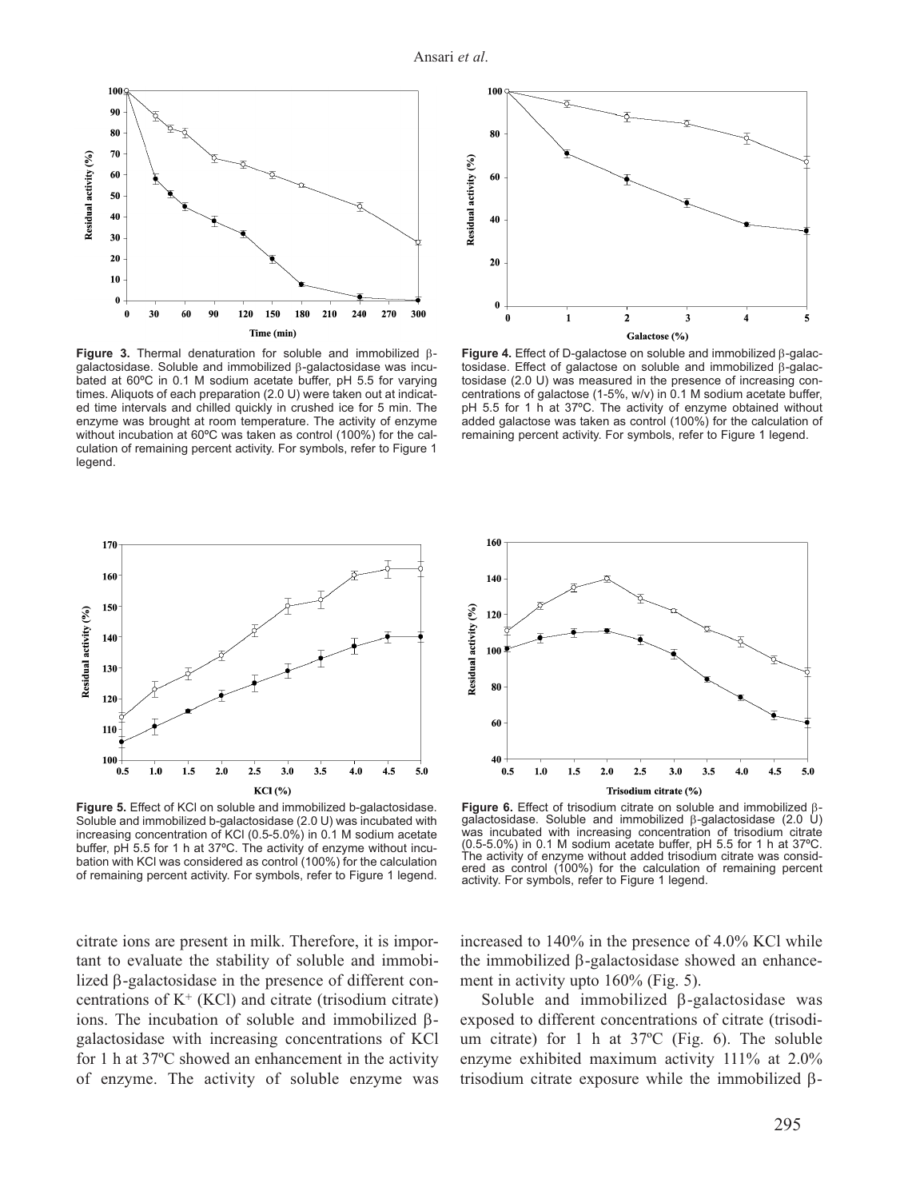**Figure 3.** Thermal denaturation for soluble and immobilized β-galactosidase. Soluble and immobilized β-galactosidase was incubated at 60ºC in 0.1 M sodium acetate buffer, pH 5.5 for varying times. Aliquots of each preparation (2.0 U) were taken out at indicated time intervals and chilled quickly in crushed ice for 5 min. The enzyme was brought at room temperature. The activity of enzyme without incubation at 60ºC was taken as control (100%) for the calculation of remaining percent activity. For symbols, refer to Figure 1 legend.

**Figure 4.** Effect of D-galactose on soluble and immobilized β-galactosidase. Effect of galactose on soluble and immobilized β-galactosidase (2.0 U) was measured in the presence of increasing concentrations of galactose (1-5%, w/v) in 0.1 M sodium acetate buffer, pH 5.5 for 1 h at 37ºC. The activity of enzyme obtained without added galactose was taken as control (100%) for the calculation of remaining percent activity. For symbols, refer to Figure 1 legend.

**Figure 5.** Effect of KCl on soluble and immobilized b-galactosidase. Soluble and immobilized b-galactosidase (2.0 U) was incubated with increasing concentration of KCl (0.5-5.0%) in 0.1 M sodium acetate buffer, pH 5.5 for 1 h at 37ºC. The activity of enzyme without incubation with KCl was considered as control (100%) for the calculation of remaining percent activity. For symbols, refer to Figure 1 legend.

**Figure 6.** Effect of trisodium citrate on soluble and immobilized β-galactosidase. Soluble and immobilized β-galactosidase (2.0 U) was incubated with increasing concentration of trisodium citrate (0.5-5.0%) in 0.1 M sodium acetate buffer, pH 5.5 for 1 h at 37ºC. The activity of enzyme without added trisodium citrate was considered as control (100%) for the calculation of remaining percent activity. For symbols, refer to Figure 1 legend.

citrate ions are present in milk. Therefore, it is important to evaluate the stability of soluble and immobilized β-galactosidase in the presence of different concentrations of $K^+$ (KCl) and citrate (trisodium citrate) ions. The incubation of soluble and immobilized β-galactosidase with increasing concentrations of KCl for 1 h at 37ºC showed an enhancement in the activity of enzyme. The activity of soluble enzyme was increased to 140% in the presence of 4.0% KCl while the immobilized β-galactosidase showed an enhancement in activity upto 160% (Fig. 5).

Soluble and immobilized β-galactosidase was exposed to different concentrations of citrate (trisodium citrate) for 1 h at 37ºC (Fig. 6). The soluble enzyme exhibited maximum activity 111% at 2.0% trisodium citrate exposure while the immobilized β-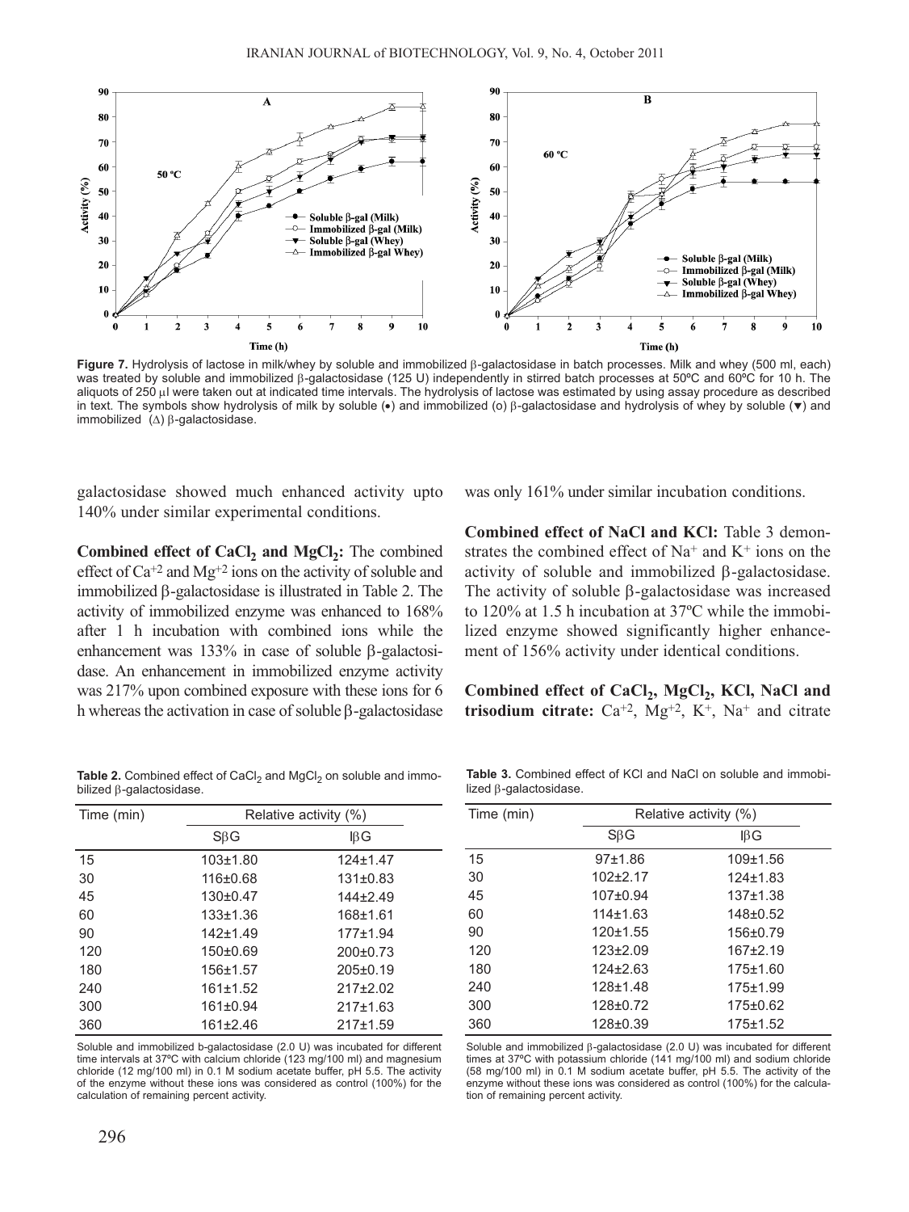**Figure 7.** Hydrolysis of lactose in milk/whey by soluble and immobilized β-galactosidase in batch processes. Milk and whey (500 ml, each) was treated by soluble and immobilized β-galactosidase (125 U) independently in stirred batch processes at 50ºC and 60ºC for 10 h. The aliquots of 250 μl were taken out at indicated time intervals. The hydrolysis of lactose was estimated by using assay procedure as described in text. The symbols show hydrolysis of milk by soluble (•) and immobilized (o) β-galactosidase and hydrolysis of whey by soluble (▼) and immobilized (∆) β-galactosidase.

galactosidase showed much enhanced activity upto 140% under similar experimental conditions.

**Combined effect of $CaCl_2$ and $MgCl_2$:** The combined effect of $Ca^{+2}$ and $Mg^{+2}$ ions on the activity of soluble and immobilized β-galactosidase is illustrated in Table 2. The activity of immobilized enzyme was enhanced to 168% after 1 h incubation with combined ions while the enhancement was 133% in case of soluble β-galactosidase. An enhancement in immobilized enzyme activity was 217% upon combined exposure with these ions for 6 h whereas the activation in case of soluble β-galactosidase was only 161% under similar incubation conditions.

**Combined effect of NaCl and KCl:** Table 3 demonstrates the combined effect of $Na^{+}$ and $K^{+}$ ions on the activity of soluble and immobilized β-galactosidase. The activity of soluble β-galactosidase was increased to 120% at 1.5 h incubation at 37ºC while the immobilized enzyme showed significantly higher enhancement of 156% activity under identical conditions.

**Combined effect of $CaCl_2$, $MgCl_2$, KCl, NaCl and trisodium citrate:** $Ca^{+2}$, $Mg^{+2}$, $K^{+}$, $Na^{+}$ and citrate

**Table 2.** Combined effect of $CaCl_2$ and $MgCl_2$ on soluble and immobilized β-galactosidase.

| Time (min) | Relative activity (%) | |
|---|---|---|
| | SβG | IβG |
| 15 | 103±1.80 | 124±1.47 |
| 30 | 116±0.68 | 131±0.83 |
| 45 | 130±0.47 | 144±2.49 |
| 60 | 133±1.36 | 168±1.61 |
| 90 | 142±1.49 | 177±1.94 |
| 120 | 150±0.69 | 200±0.73 |
| 180 | 156±1.57 | 205±0.19 |
| 240 | 161±1.52 | 217±2.02 |
| 300 | 161±0.94 | 217±1.63 |
| 360 | 161±2.46 | 217±1.59 |

Soluble and immobilized b-galactosidase (2.0 U) was incubated for different time intervals at 37ºC with calcium chloride (123 mg/100 ml) and magnesium chloride (12 mg/100 ml) in 0.1 M sodium acetate buffer, pH 5.5. The activity of the enzyme without these ions was considered as control (100%) for the calculation of remaining percent activity.

**Table 3.** Combined effect of KCl and NaCl on soluble and immobilized β-galactosidase.

| Time (min) | Relative activity (%) | |
|---|---|---|
| | SβG | IβG |
| 15 | 97±1.86 | 109±1.56 |
| 30 | 102±2.17 | 124±1.83 |
| 45 | 107±0.94 | 137±1.38 |
| 60 | 114±1.63 | 148±0.52 |
| 90 | 120±1.55 | 156±0.79 |
| 120 | 123±2.09 | 167±2.19 |
| 180 | 124±2.63 | 175±1.60 |
| 240 | 128±1.48 | 175±1.99 |
| 300 | 128±0.72 | 175±0.62 |
| 360 | 128±0.39 | 175±1.52 |

Soluble and immobilized β-galactosidase (2.0 U) was incubated for different times at 37ºC with potassium chloride (141 mg/100 ml) and sodium chloride (58 mg/100 ml) in 0.1 M sodium acetate buffer, pH 5.5. The activity of the enzyme without these ions was considered as control (100%) for the calculation of remaining percent activity.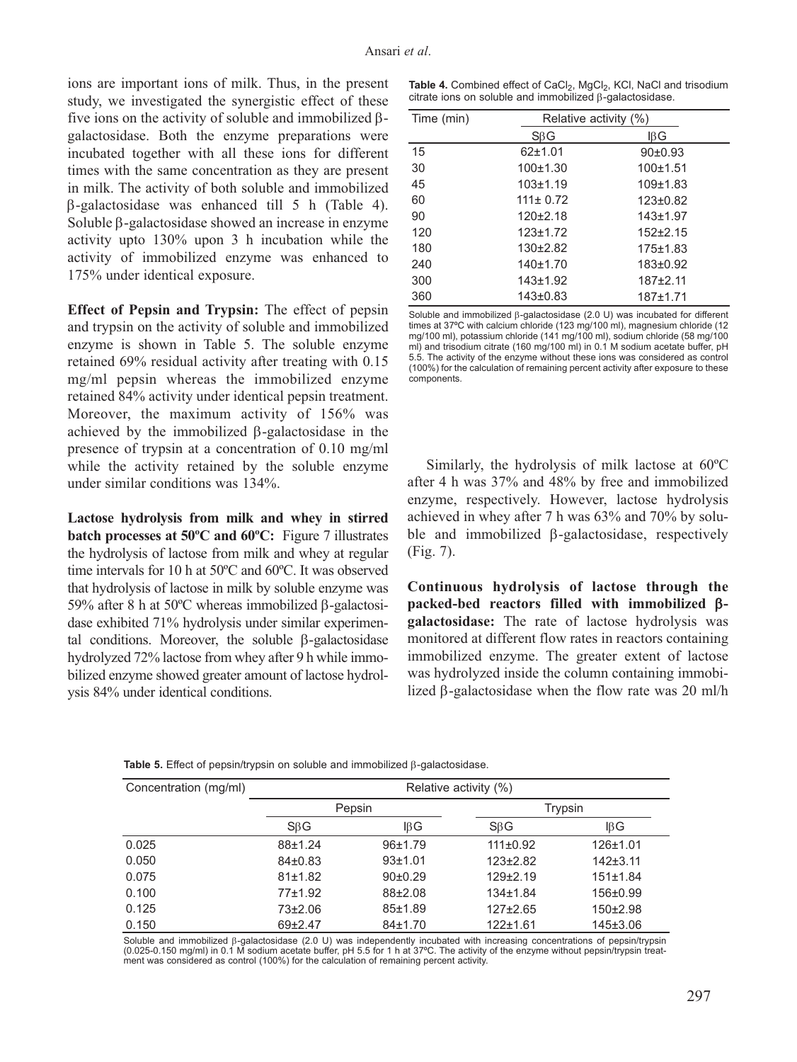ions are important ions of milk. Thus, in the present study, we investigated the synergistic effect of these five ions on the activity of soluble and immobilized β-galactosidase. Both the enzyme preparations were incubated together with all these ions for different times with the same concentration as they are present in milk. The activity of both soluble and immobilized β-galactosidase was enhanced till 5 h (Table 4). Soluble β-galactosidase showed an increase in enzyme activity upto 130% upon 3 h incubation while the activity of immobilized enzyme was enhanced to 175% under identical exposure.

**Effect of Pepsin and Trypsin:** The effect of pepsin and trypsin on the activity of soluble and immobilized enzyme is shown in Table 5. The soluble enzyme retained 69% residual activity after treating with 0.15 mg/ml pepsin whereas the immobilized enzyme retained 84% activity under identical pepsin treatment. Moreover, the maximum activity of 156% was achieved by the immobilized β-galactosidase in the presence of trypsin at a concentration of 0.10 mg/ml while the activity retained by the soluble enzyme under similar conditions was 134%.

**Lactose hydrolysis from milk and whey in stirred batch processes at 50ºC and 60ºC:** Figure 7 illustrates the hydrolysis of lactose from milk and whey at regular time intervals for 10 h at 50ºC and 60ºC. It was observed that hydrolysis of lactose in milk by soluble enzyme was 59% after 8 h at 50ºC whereas immobilized β-galactosidase exhibited 71% hydrolysis under similar experimental conditions. Moreover, the soluble β-galactosidase hydrolyzed 72% lactose from whey after 9 h while immobilized enzyme showed greater amount of lactose hydrolysis 84% under identical conditions.

**Table 4.** Combined effect of $CaCl_2$, $MgCl_2$, KCl, NaCl and trisodium citrate ions on soluble and immobilized β-galactosidase.

| Time (min) | Relative activity (%) | |
|---|---|---|
| | SβG | IβG |
| 15 | 62±1.01 | 90±0.93 |
| 30 | 100±1.30 | 100±1.51 |
| 45 | 103±1.19 | 109±1.83 |
| 60 | 111± 0.72 | 123±0.82 |
| 90 | 120±2.18 | 143±1.97 |
| 120 | 123±1.72 | 152±2.15 |
| 180 | 130±2.82 | 175±1.83 |
| 240 | 140±1.70 | 183±0.92 |
| 300 | 143±1.92 | 187±2.11 |
| 360 | 143±0.83 | 187±1.71 |

Soluble and immobilized β-galactosidase (2.0 U) was incubated for different times at 37ºC with calcium chloride (123 mg/100 ml), magnesium chloride (12 mg/100 ml), potassium chloride (141 mg/100 ml), sodium chloride (58 mg/100 ml) and trisodium citrate (160 mg/100 ml) in 0.1 M sodium acetate buffer, pH 5.5. The activity of the enzyme without these ions was considered as control (100%) for the calculation of remaining percent activity after exposure to these components.

Similarly, the hydrolysis of milk lactose at 60ºC after 4 h was 37% and 48% by free and immobilized enzyme, respectively. However, lactose hydrolysis achieved in whey after 7 h was 63% and 70% by soluble and immobilized β-galactosidase, respectively (Fig. 7).

**Continuous hydrolysis of lactose through the packed-bed reactors filled with immobilized β-galactosidase:** The rate of lactose hydrolysis was monitored at different flow rates in reactors containing immobilized enzyme. The greater extent of lactose was hydrolyzed inside the column containing immobilized β-galactosidase when the flow rate was 20 ml/h

**Table 5.** Effect of pepsin/trypsin on soluble and immobilized β-galactosidase.

| Concentration (mg/ml) | Relative activity (%) | | | |
|---|---|---|---|---|
| | Pepsin | | Trypsin | |
| | SβG | IβG | SβG | IβG |
| 0.025 | 88±1.24 | 96±1.79 | 111±0.92 | 126±1.01 |
| 0.050 | 84±0.83 | 93±1.01 | 123±2.82 | 142±3.11 |
| 0.075 | 81±1.82 | 90±0.29 | 129±2.19 | 151±1.84 |
| 0.100 | 77±1.92 | 88±2.08 | 134±1.84 | 156±0.99 |
| 0.125 | 73±2.06 | 85±1.89 | 127±2.65 | 150±2.98 |
| 0.150 | 69±2.47 | 84±1.70 | 122±1.61 | 145±3.06 |

Soluble and immobilized β-galactosidase (2.0 U) was independently incubated with increasing concentrations of pepsin/trypsin (0.025-0.150 mg/ml) in 0.1 M sodium acetate buffer, pH 5.5 for 1 h at 37ºC. The activity of the enzyme without pepsin/trypsin treatment was considered as control (100%) for the calculation of remaining percent activity.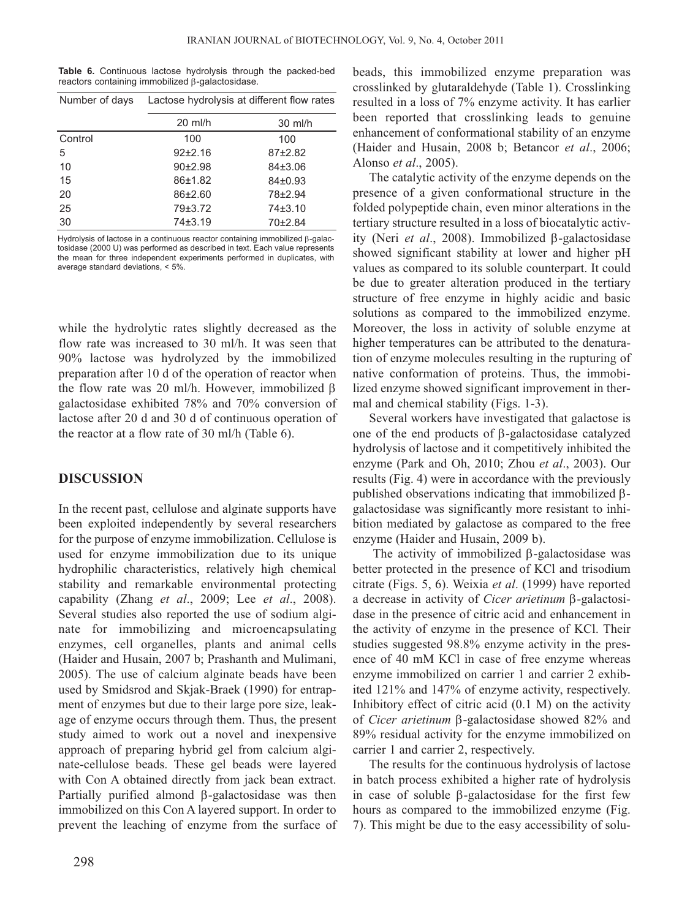**Table 6.** Continuous lactose hydrolysis through the packed-bed reactors containing immobilized β-galactosidase.

| Number of days | Lactose hydrolysis at different flow rates | |
|---|---|---|
| | 20 ml/h | 30 ml/h |
| Control | 100 | 100 |
| 5 | 92±2.16 | 87±2.82 |
| 10 | 90±2.98 | 84±3.06 |
| 15 | 86±1.82 | 84±0.93 |
| 20 | 86±2.60 | 78±2.94 |
| 25 | 79±3.72 | 74±3.10 |
| 30 | 74±3.19 | 70±2.84 |

Hydrolysis of lactose in a continuous reactor containing immobilized β-galactosidase (2000 U) was performed as described in text. Each value represents the mean for three independent experiments performed in duplicates, with average standard deviations, < 5%.

while the hydrolytic rates slightly decreased as the flow rate was increased to 30 ml/h. It was seen that 90% lactose was hydrolyzed by the immobilized preparation after 10 d of the operation of reactor when the flow rate was 20 ml/h. However, immobilized β galactosidase exhibited 78% and 70% conversion of lactose after 20 d and 30 d of continuous operation of the reactor at a flow rate of 30 ml/h (Table 6).

## DISCUSSION

In the recent past, cellulose and alginate supports have been exploited independently by several researchers for the purpose of enzyme immobilization. Cellulose is used for enzyme immobilization due to its unique hydrophilic characteristics, relatively high chemical stability and remarkable environmental protecting capability (Zhang *et al*., 2009; Lee *et al*., 2008). Several studies also reported the use of sodium alginate for immobilizing and microencapsulating enzymes, cell organelles, plants and animal cells (Haider and Husain, 2007 b; Prashanth and Mulimani, 2005). The use of calcium alginate beads have been used by Smidsrod and Skjak-Braek (1990) for entrapment of enzymes but due to their large pore size, leakage of enzyme occurs through them. Thus, the present study aimed to work out a novel and inexpensive approach of preparing hybrid gel from calcium alginate-cellulose beads. These gel beads were layered with Con A obtained directly from jack bean extract. Partially purified almond β-galactosidase was then immobilized on this Con A layered support. In order to prevent the leaching of enzyme from the surface of beads, this immobilized enzyme preparation was crosslinked by glutaraldehyde (Table 1). Crosslinking resulted in a loss of 7% enzyme activity. It has earlier been reported that crosslinking leads to genuine enhancement of conformational stability of an enzyme (Haider and Husain, 2008 b; Betancor *et al*., 2006; Alonso *et al*., 2005).

The catalytic activity of the enzyme depends on the presence of a given conformational structure in the folded polypeptide chain, even minor alterations in the tertiary structure resulted in a loss of biocatalytic activity (Neri *et al*., 2008). Immobilized β-galactosidase showed significant stability at lower and higher pH values as compared to its soluble counterpart. It could be due to greater alteration produced in the tertiary structure of free enzyme in highly acidic and basic solutions as compared to the immobilized enzyme. Moreover, the loss in activity of soluble enzyme at higher temperatures can be attributed to the denaturation of enzyme molecules resulting in the rupturing of native conformation of proteins. Thus, the immobilized enzyme showed significant improvement in thermal and chemical stability (Figs. 1-3).

Several workers have investigated that galactose is one of the end products of β-galactosidase catalyzed hydrolysis of lactose and it competitively inhibited the enzyme (Park and Oh, 2010; Zhou *et al*., 2003). Our results (Fig. 4) were in accordance with the previously published observations indicating that immobilized β-galactosidase was significantly more resistant to inhibition mediated by galactose as compared to the free enzyme (Haider and Husain, 2009 b).

The activity of immobilized β-galactosidase was better protected in the presence of KCl and trisodium citrate (Figs. 5, 6). Weixia *et al*. (1999) have reported a decrease in activity of *Cicer arietinum* β-galactosidase in the presence of citric acid and enhancement in the activity of enzyme in the presence of KCl. Their studies suggested 98.8% enzyme activity in the presence of 40 mM KCl in case of free enzyme whereas enzyme immobilized on carrier 1 and carrier 2 exhibited 121% and 147% of enzyme activity, respectively. Inhibitory effect of citric acid (0.1 M) on the activity of *Cicer arietinum* β-galactosidase showed 82% and 89% residual activity for the enzyme immobilized on carrier 1 and carrier 2, respectively.

The results for the continuous hydrolysis of lactose in batch process exhibited a higher rate of hydrolysis in case of soluble β-galactosidase for the first few hours as compared to the immobilized enzyme (Fig. 7). This might be due to the easy accessibility of solu-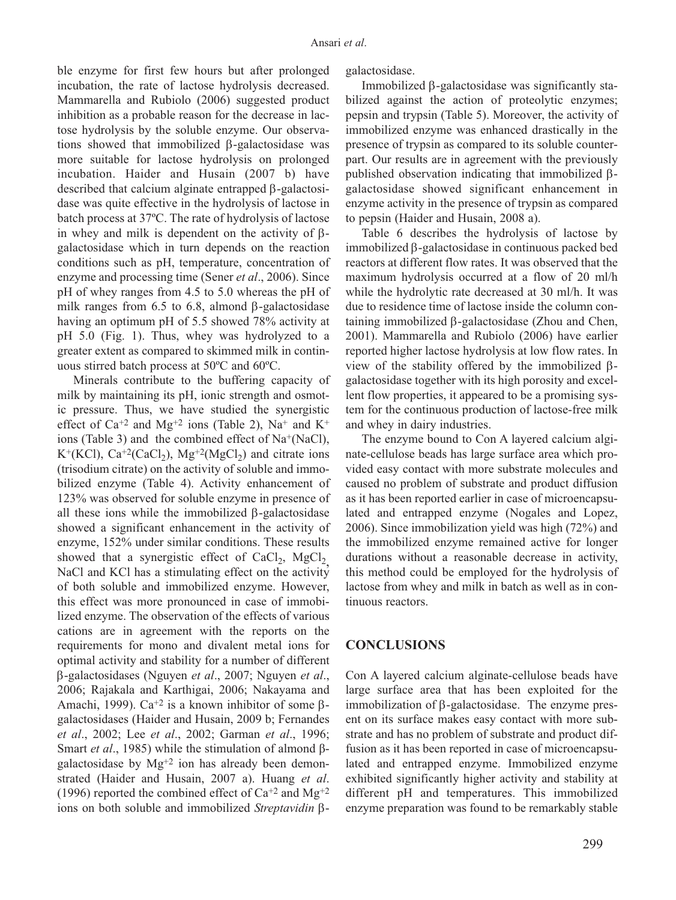ble enzyme for first few hours but after prolonged incubation, the rate of lactose hydrolysis decreased. Mammarella and Rubiolo (2006) suggested product inhibition as a probable reason for the decrease in lactose hydrolysis by the soluble enzyme. Our observations showed that immobilized β-galactosidase was more suitable for lactose hydrolysis on prolonged incubation. Haider and Husain (2007 b) have described that calcium alginate entrapped β-galactosidase was quite effective in the hydrolysis of lactose in batch process at 37ºC. The rate of hydrolysis of lactose in whey and milk is dependent on the activity of β-galactosidase which in turn depends on the reaction conditions such as pH, temperature, concentration of enzyme and processing time (Sener *et al*., 2006). Since pH of whey ranges from 4.5 to 5.0 whereas the pH of milk ranges from 6.5 to 6.8, almond β-galactosidase having an optimum pH of 5.5 showed 78% activity at pH 5.0 (Fig. 1). Thus, whey was hydrolyzed to a greater extent as compared to skimmed milk in continuous stirred batch process at 50ºC and 60ºC.

Minerals contribute to the buffering capacity of milk by maintaining its pH, ionic strength and osmotic pressure. Thus, we have studied the synergistic effect of $Ca^{+2}$ and $Mg^{+2}$ ions (Table 2), $Na^{+}$ and $K^{+}$ ions (Table 3) and the combined effect of $Na^{+}$(NaCl), $K^{+}$(KCl), $Ca^{+2}$($CaCl_2$), $Mg^{+2}$($MgCl_2$) and citrate ions (trisodium citrate) on the activity of soluble and immobilized enzyme (Table 4). Activity enhancement of 123% was observed for soluble enzyme in presence of all these ions while the immobilized β-galactosidase showed a significant enhancement in the activity of enzyme, 152% under similar conditions. These results showed that a synergistic effect of $CaCl_2$, $MgCl_2$, NaCl and KCl has a stimulating effect on the activity of both soluble and immobilized enzyme. However, this effect was more pronounced in case of immobilized enzyme. The observation of the effects of various cations are in agreement with the reports on the requirements for mono and divalent metal ions for optimal activity and stability for a number of different β-galactosidases (Nguyen *et al*., 2007; Nguyen *et al*., 2006; Rajakala and Karthigai, 2006; Nakayama and Amachi, 1999). $Ca^{+2}$ is a known inhibitor of some β-galactosidases (Haider and Husain, 2009 b; Fernandes *et al*., 2002; Lee *et al*., 2002; Garman *et al*., 1996; Smart *et al*., 1985) while the stimulation of almond β-galactosidase by $Mg^{+2}$ ion has already been demonstrated (Haider and Husain, 2007 a). Huang *et al*. (1996) reported the combined effect of $Ca^{+2}$ and $Mg^{+2}$ ions on both soluble and immobilized *Streptavidin* β-galactosidase.

Immobilized β-galactosidase was significantly stabilized against the action of proteolytic enzymes; pepsin and trypsin (Table 5). Moreover, the activity of immobilized enzyme was enhanced drastically in the presence of trypsin as compared to its soluble counterpart. Our results are in agreement with the previously published observation indicating that immobilized β-galactosidase showed significant enhancement in enzyme activity in the presence of trypsin as compared to pepsin (Haider and Husain, 2008 a).

Table 6 describes the hydrolysis of lactose by immobilized β-galactosidase in continuous packed bed reactors at different flow rates. It was observed that the maximum hydrolysis occurred at a flow of 20 ml/h while the hydrolytic rate decreased at 30 ml/h. It was due to residence time of lactose inside the column containing immobilized β-galactosidase (Zhou and Chen, 2001). Mammarella and Rubiolo (2006) have earlier reported higher lactose hydrolysis at low flow rates. In view of the stability offered by the immobilized β-galactosidase together with its high porosity and excellent flow properties, it appeared to be a promising system for the continuous production of lactose-free milk and whey in dairy industries.

The enzyme bound to Con A layered calcium alginate-cellulose beads has large surface area which provided easy contact with more substrate molecules and caused no problem of substrate and product diffusion as it has been reported earlier in case of microencapsulated and entrapped enzyme (Nogales and Lopez, 2006). Since immobilization yield was high (72%) and the immobilized enzyme remained active for longer durations without a reasonable decrease in activity, this method could be employed for the hydrolysis of lactose from whey and milk in batch as well as in continuous reactors.

## CONCLUSIONS

Con A layered calcium alginate-cellulose beads have large surface area that has been exploited for the immobilization of β-galactosidase. The enzyme present on its surface makes easy contact with more substrate and has no problem of substrate and product diffusion as it has been reported in case of microencapsulated and entrapped enzyme. Immobilized enzyme exhibited significantly higher activity and stability at different pH and temperatures. This immobilized enzyme preparation was found to be remarkably stable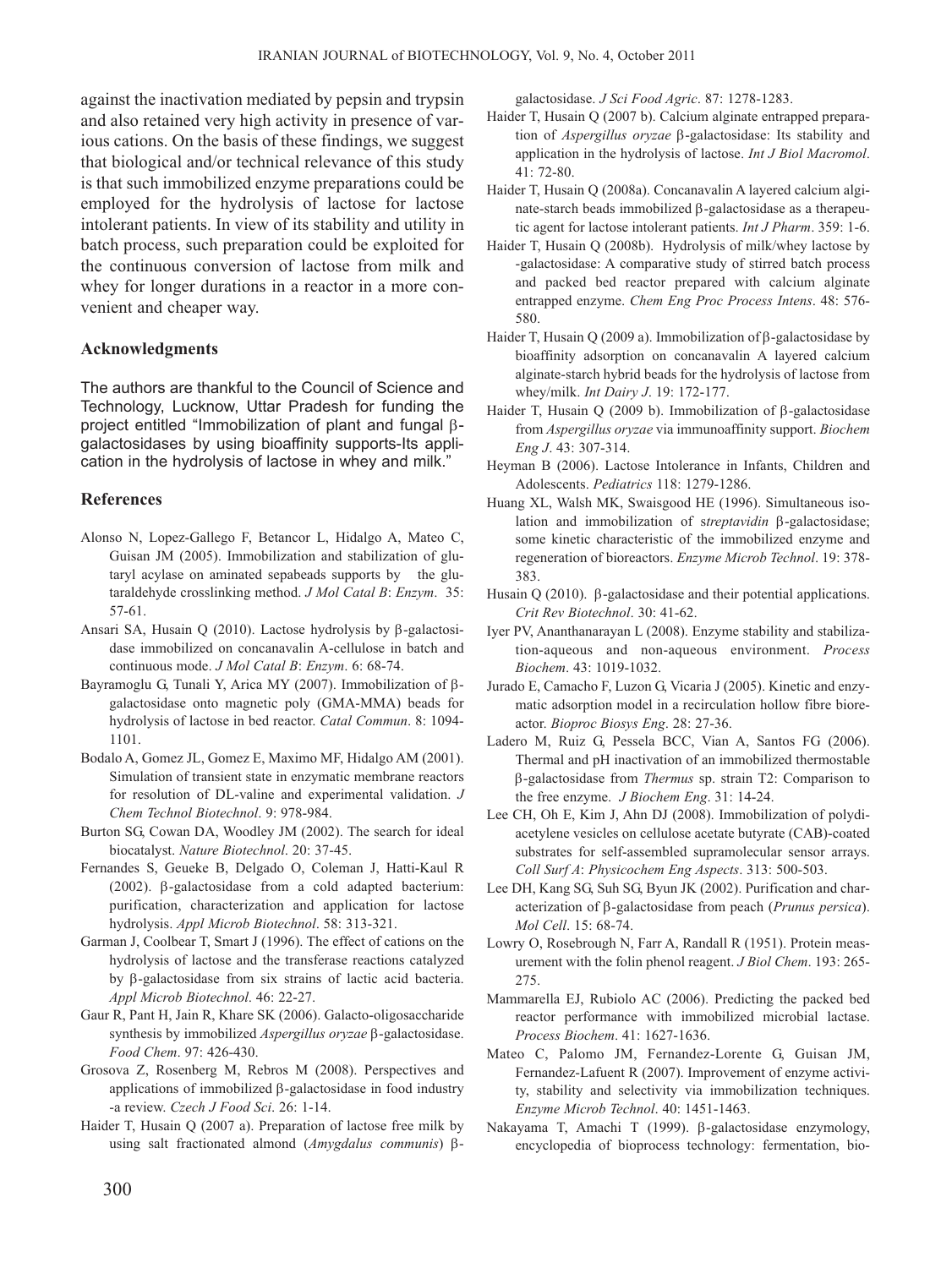against the inactivation mediated by pepsin and trypsin and also retained very high activity in presence of various cations. On the basis of these findings, we suggest that biological and/or technical relevance of this study is that such immobilized enzyme preparations could be employed for the hydrolysis of lactose for lactose intolerant patients. In view of its stability and utility in batch process, such preparation could be exploited for the continuous conversion of lactose from milk and whey for longer durations in a reactor in a more convenient and cheaper way.

## Acknowledgments

The authors are thankful to the Council of Science and Technology, Lucknow, Uttar Pradesh for funding the project entitled "Immobilization of plant and fungal β-galactosidases by using bioaffinity supports-Its application in the hydrolysis of lactose in whey and milk."

## References

Alonso N, Lopez-Gallego F, Betancor L, Hidalgo A, Mateo C, Guisan JM (2005). Immobilization and stabilization of glutaryl acylase on aminated sepabeads supports by the glutaraldehyde crosslinking method. *J Mol Catal B*: *Enzym*. 35: 57-61.

Ansari SA, Husain Q (2010). Lactose hydrolysis by β-galactosidase immobilized on concanavalin A-cellulose in batch and continuous mode. *J Mol Catal B*: *Enzym*. 6: 68-74.

Bayramoglu G, Tunali Y, Arica MY (2007). Immobilization of β-galactosidase onto magnetic poly (GMA-MMA) beads for hydrolysis of lactose in bed reactor. *Catal Commun*. 8: 1094-1101.

Bodalo A, Gomez JL, Gomez E, Maximo MF, Hidalgo AM (2001). Simulation of transient state in enzymatic membrane reactors for resolution of DL-valine and experimental validation. *J Chem Technol Biotechnol*. 9: 978-984.

Burton SG, Cowan DA, Woodley JM (2002). The search for ideal biocatalyst. *Nature Biotechnol*. 20: 37-45.

Fernandes S, Geueke B, Delgado O, Coleman J, Hatti-Kaul R (2002). β-galactosidase from a cold adapted bacterium: purification, characterization and application for lactose hydrolysis. *Appl Microb Biotechnol*. 58: 313-321.

Garman J, Coolbear T, Smart J (1996). The effect of cations on the hydrolysis of lactose and the transferase reactions catalyzed by β-galactosidase from six strains of lactic acid bacteria. *Appl Microb Biotechnol*. 46: 22-27.

Gaur R, Pant H, Jain R, Khare SK (2006). Galacto-oligosaccharide synthesis by immobilized *Aspergillus oryzae* β-galactosidase. *Food Chem*. 97: 426-430.

Grosova Z, Rosenberg M, Rebros M (2008). Perspectives and applications of immobilized β-galactosidase in food industry -a review. *Czech J Food Sci*. 26: 1-14.

Haider T, Husain Q (2007 a). Preparation of lactose free milk by using salt fractionated almond (*Amygdalus communis*) β-galactosidase. *J Sci Food Agric*. 87: 1278-1283.

Haider T, Husain Q (2007 b). Calcium alginate entrapped preparation of *Aspergillus oryzae* β-galactosidase: Its stability and application in the hydrolysis of lactose. *Int J Biol Macromol*. 41: 72-80.

Haider T, Husain Q (2008a). Concanavalin A layered calcium alginate-starch beads immobilized β-galactosidase as a therapeutic agent for lactose intolerant patients. *Int J Pharm*. 359: 1-6.

Haider T, Husain Q (2008b). Hydrolysis of milk/whey lactose by -galactosidase: A comparative study of stirred batch process and packed bed reactor prepared with calcium alginate entrapped enzyme. *Chem Eng Proc Process Intens*. 48: 576-580.

Haider T, Husain Q (2009 a). Immobilization of β-galactosidase by bioaffinity adsorption on concanavalin A layered calcium alginate-starch hybrid beads for the hydrolysis of lactose from whey/milk. *Int Dairy J*. 19: 172-177.

Haider T, Husain Q (2009 b). Immobilization of β-galactosidase from *Aspergillus oryzae* via immunoaffinity support. *Biochem Eng J*. 43: 307-314.

Heyman B (2006). Lactose Intolerance in Infants, Children and Adolescents. *Pediatrics* 118: 1279-1286.

Huang XL, Walsh MK, Swaisgood HE (1996). Simultaneous isolation and immobilization of s*treptavidin* β-galactosidase; some kinetic characteristic of the immobilized enzyme and regeneration of bioreactors. *Enzyme Microb Technol*. 19: 378-383.

Husain Q (2010). β-galactosidase and their potential applications. *Crit Rev Biotechnol*. 30: 41-62.

Iyer PV, Ananthanarayan L (2008). Enzyme stability and stabilization-aqueous and non-aqueous environment. *Process Biochem*. 43: 1019-1032.

Jurado E, Camacho F, Luzon G, Vicaria J (2005). Kinetic and enzymatic adsorption model in a recirculation hollow fibre bioreactor. *Bioproc Biosys Eng*. 28: 27-36.

Ladero M, Ruiz G, Pessela BCC, Vian A, Santos FG (2006). Thermal and pH inactivation of an immobilized thermostable β-galactosidase from *Thermus* sp. strain T2: Comparison to the free enzyme. *J Biochem Eng*. 31: 14-24.

Lee CH, Oh E, Kim J, Ahn DJ (2008). Immobilization of polydiacetylene vesicles on cellulose acetate butyrate (CAB)-coated substrates for self-assembled supramolecular sensor arrays. *Coll Surf A*: *Physicochem Eng Aspects*. 313: 500-503.

Lee DH, Kang SG, Suh SG, Byun JK (2002). Purification and characterization of β-galactosidase from peach (*Prunus persica*). *Mol Cell*. 15: 68-74.

Lowry O, Rosebrough N, Farr A, Randall R (1951). Protein measurement with the folin phenol reagent. *J Biol Chem*. 193: 265-275.

Mammarella EJ, Rubiolo AC (2006). Predicting the packed bed reactor performance with immobilized microbial lactase. *Process Biochem*. 41: 1627-1636.

Mateo C, Palomo JM, Fernandez-Lorente G, Guisan JM, Fernandez-Lafuent R (2007). Improvement of enzyme activity, stability and selectivity via immobilization techniques. *Enzyme Microb Technol*. 40: 1451-1463.

Nakayama T, Amachi T (1999). β-galactosidase enzymology, encyclopedia of bioprocess technology: fermentation, bio-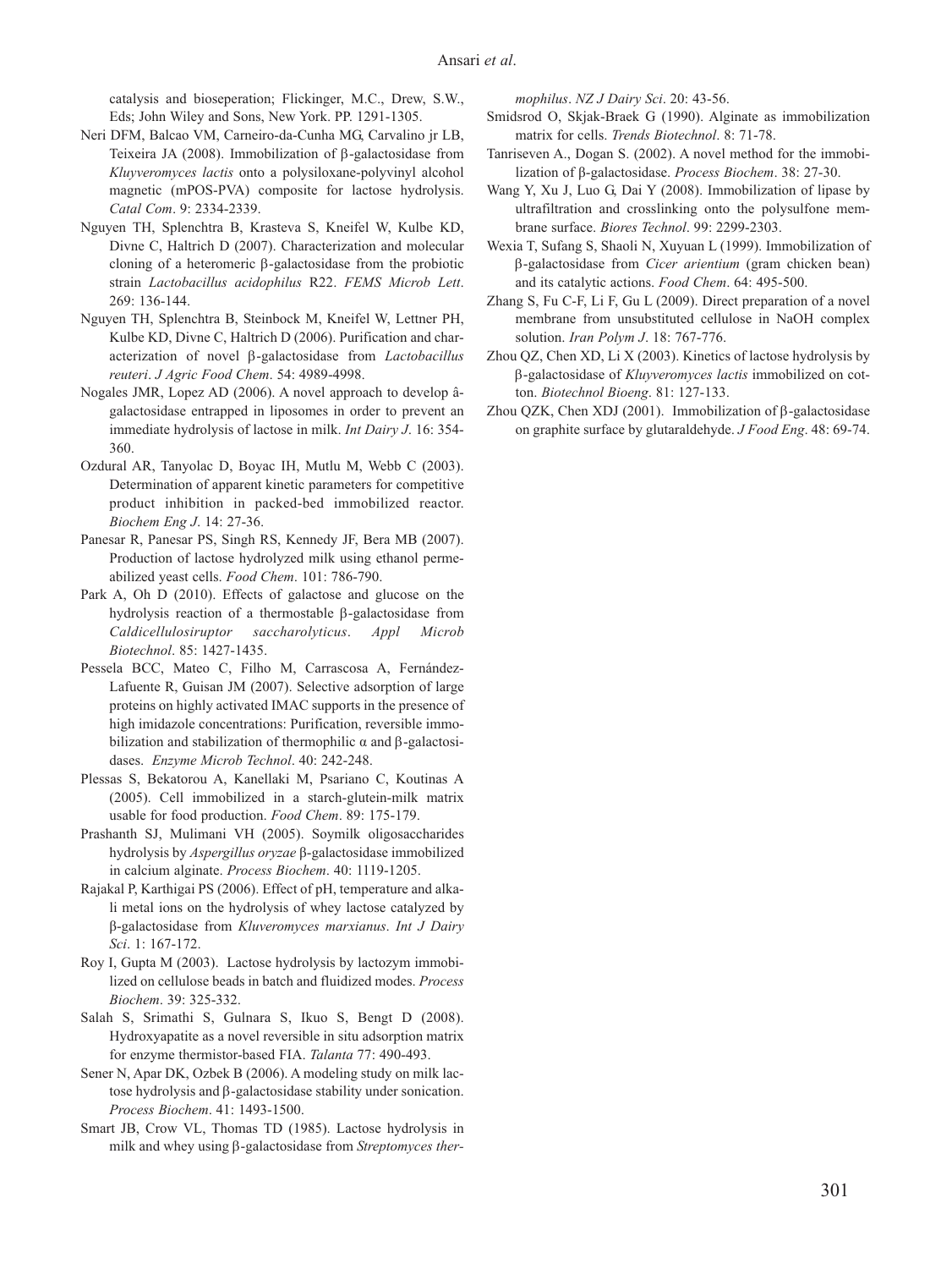catalysis and bioseperation; Flickinger, M.C., Drew, S.W., Eds; John Wiley and Sons, New York. PP. 1291-1305.

Neri DFM, Balcao VM, Carneiro-da-Cunha MG, Carvalino jr LB, Teixeira JA (2008). Immobilization of β-galactosidase from *Kluyveromyces lactis* onto a polysiloxane-polyvinyl alcohol magnetic (mPOS-PVA) composite for lactose hydrolysis. *Catal Com*. 9: 2334-2339.

Nguyen TH, Splenchtra B, Krasteva S, Kneifel W, Kulbe KD, Divne C, Haltrich D (2007). Characterization and molecular cloning of a heteromeric β-galactosidase from the probiotic strain *Lactobacillus acidophilus* R22. *FEMS Microb Lett*. 269: 136-144.

Nguyen TH, Splenchtra B, Steinbock M, Kneifel W, Lettner PH, Kulbe KD, Divne C, Haltrich D (2006). Purification and characterization of novel β-galactosidase from *Lactobacillus reuteri*. *J Agric Food Chem*. 54: 4989-4998.

Nogales JMR, Lopez AD (2006). A novel approach to develop â-galactosidase entrapped in liposomes in order to prevent an immediate hydrolysis of lactose in milk. *Int Dairy J*. 16: 354-360.

Ozdural AR, Tanyolac D, Boyac IH, Mutlu M, Webb C (2003). Determination of apparent kinetic parameters for competitive product inhibition in packed-bed immobilized reactor. *Biochem Eng J*. 14: 27-36.

Panesar R, Panesar PS, Singh RS, Kennedy JF, Bera MB (2007). Production of lactose hydrolyzed milk using ethanol permeabilized yeast cells. *Food Chem*. 101: 786-790.

Park A, Oh D (2010). Effects of galactose and glucose on the hydrolysis reaction of a thermostable β-galactosidase from *Caldicellulosiruptor saccharolyticus*. *Appl Microb Biotechnol*. 85: 1427-1435.

Pessela BCC, Mateo C, Filho M, Carrascosa A, Fernández-Lafuente R, Guisan JM (2007). Selective adsorption of large proteins on highly activated IMAC supports in the presence of high imidazole concentrations: Purification, reversible immobilization and stabilization of thermophilic α and β-galactosidases. *Enzyme Microb Technol*. 40: 242-248.

Plessas S, Bekatorou A, Kanellaki M, Psariano C, Koutinas A (2005). Cell immobilized in a starch-glutein-milk matrix usable for food production. *Food Chem*. 89: 175-179.

Prashanth SJ, Mulimani VH (2005). Soymilk oligosaccharides hydrolysis by *Aspergillus oryzae* β-galactosidase immobilized in calcium alginate. *Process Biochem*. 40: 1119-1205.

Rajakal P, Karthigai PS (2006). Effect of pH, temperature and alkali metal ions on the hydrolysis of whey lactose catalyzed by β-galactosidase from *Kluveromyces marxianus*. *Int J Dairy Sci*. 1: 167-172.

Roy I, Gupta M (2003). Lactose hydrolysis by lactozym immobilized on cellulose beads in batch and fluidized modes. *Process Biochem*. 39: 325-332.

Salah S, Srimathi S, Gulnara S, Ikuo S, Bengt D (2008). Hydroxyapatite as a novel reversible in situ adsorption matrix for enzyme thermistor-based FIA. *Talanta* 77: 490-493.

Sener N, Apar DK, Ozbek B (2006). A modeling study on milk lactose hydrolysis and β-galactosidase stability under sonication. *Process Biochem*. 41: 1493-1500.

Smart JB, Crow VL, Thomas TD (1985). Lactose hydrolysis in milk and whey using β-galactosidase from *Streptomyces thermophilus*. *NZ J Dairy Sci*. 20: 43-56.

Smidsrod O, Skjak-Braek G (1990). Alginate as immobilization matrix for cells. *Trends Biotechnol*. 8: 71-78.

Tanriseven A., Dogan S. (2002). A novel method for the immobilization of β-galactosidase. *Process Biochem*. 38: 27-30.

Wang Y, Xu J, Luo G, Dai Y (2008). Immobilization of lipase by ultrafiltration and crosslinking onto the polysulfone membrane surface. *Biores Technol*. 99: 2299-2303.

Wexia T, Sufang S, Shaoli N, Xuyuan L (1999). Immobilization of β-galactosidase from *Cicer arientium* (gram chicken bean) and its catalytic actions. *Food Chem*. 64: 495-500.

Zhang S, Fu C-F, Li F, Gu L (2009). Direct preparation of a novel membrane from unsubstituted cellulose in NaOH complex solution. *Iran Polym J*. 18: 767-776.

Zhou QZ, Chen XD, Li X (2003). Kinetics of lactose hydrolysis by β-galactosidase of *Kluyveromyces lactis* immobilized on cotton. *Biotechnol Bioeng*. 81: 127-133.

Zhou QZK, Chen XDJ (2001). Immobilization of β-galactosidase on graphite surface by glutaraldehyde. *J Food Eng*. 48: 69-74.